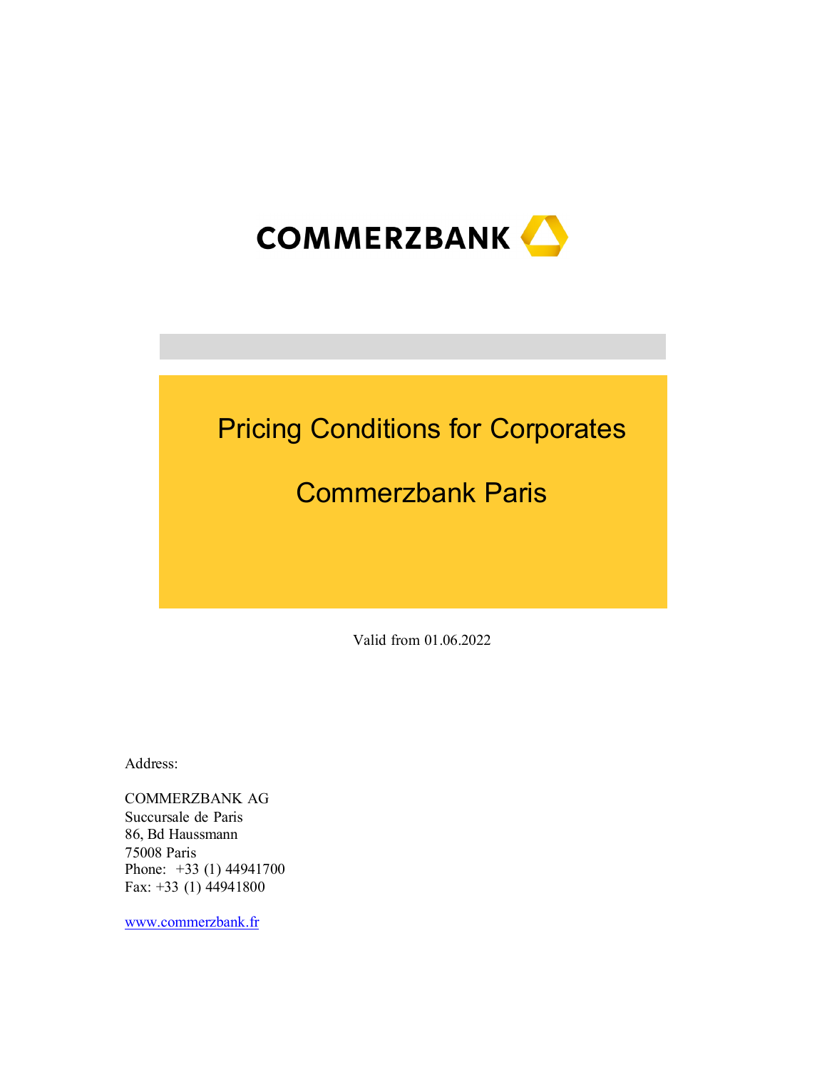COMMERZBANK

# Pricing Conditions for Corporates

# Commerzbank Paris

Valid from 01.06.2022

Address:

COMMERZBANK AG
Succursale de Paris
86, Bd Haussmann
75008 Paris
Phone: +33 (1) 44941700
Fax: +33 (1) 44941800

www.commerzbank.fr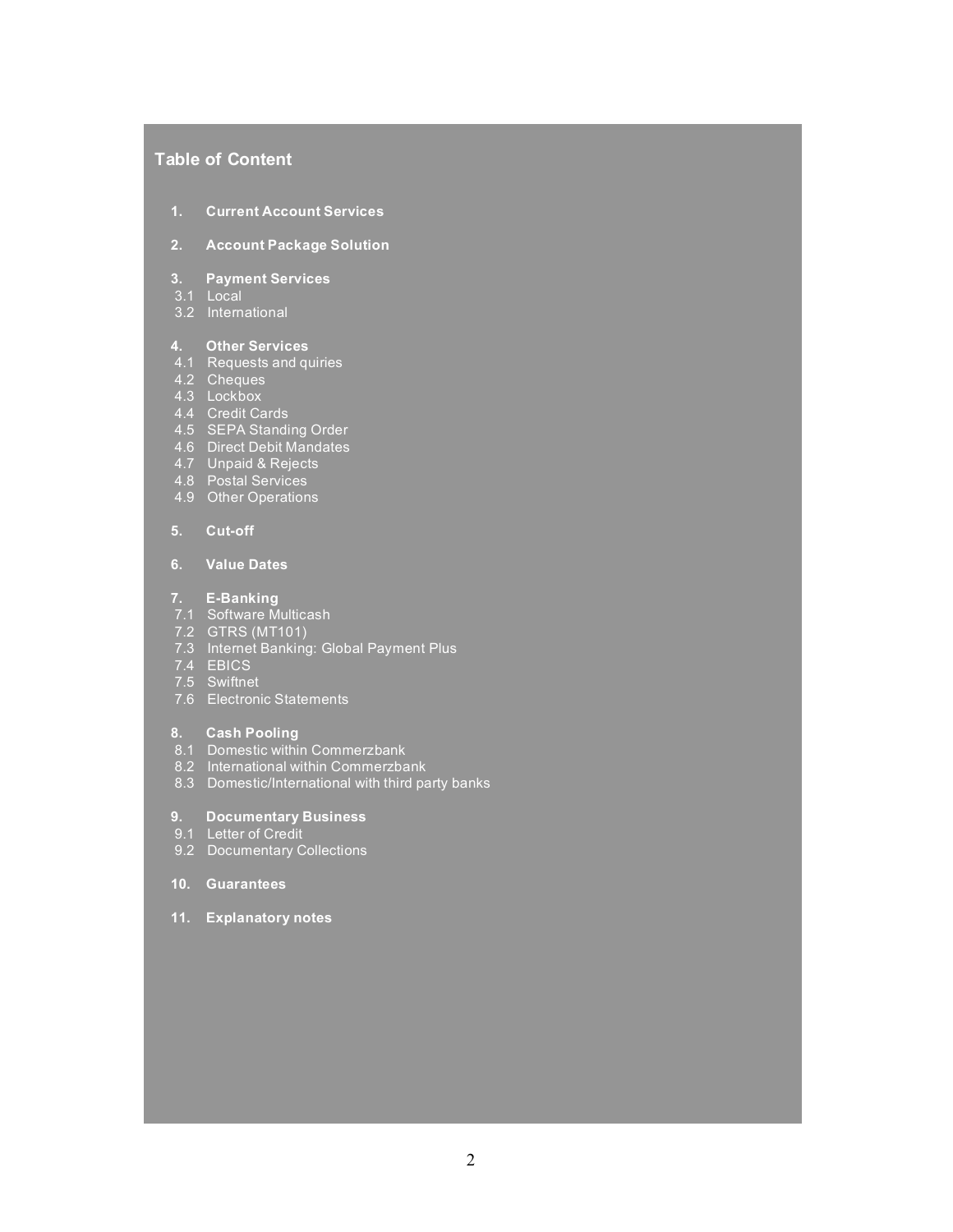## Table of Content

**1. Current Account Services**

**2. Account Package Solution**

**3. Payment Services**
- 3.1 Local
- 3.2 International

**4. Other Services**
- 4.1 Requests and quiries
- 4.2 Cheques
- 4.3 Lockbox
- 4.4 Credit Cards
- 4.5 SEPA Standing Order
- 4.6 Direct Debit Mandates
- 4.7 Unpaid & Rejects
- 4.8 Postal Services
- 4.9 Other Operations

**5. Cut-off**

**6. Value Dates**

**7. E-Banking**
- 7.1 Software Multicash
- 7.2 GTRS (MT101)
- 7.3 Internet Banking: Global Payment Plus
- 7.4 EBICS
- 7.5 Swiftnet
- 7.6 Electronic Statements

**8. Cash Pooling**
- 8.1 Domestic within Commerzbank
- 8.2 International within Commerzbank
- 8.3 Domestic/International with third party banks

**9. Documentary Business**
- 9.1 Letter of Credit
- 9.2 Documentary Collections

**10. Guarantees**

**11. Explanatory notes**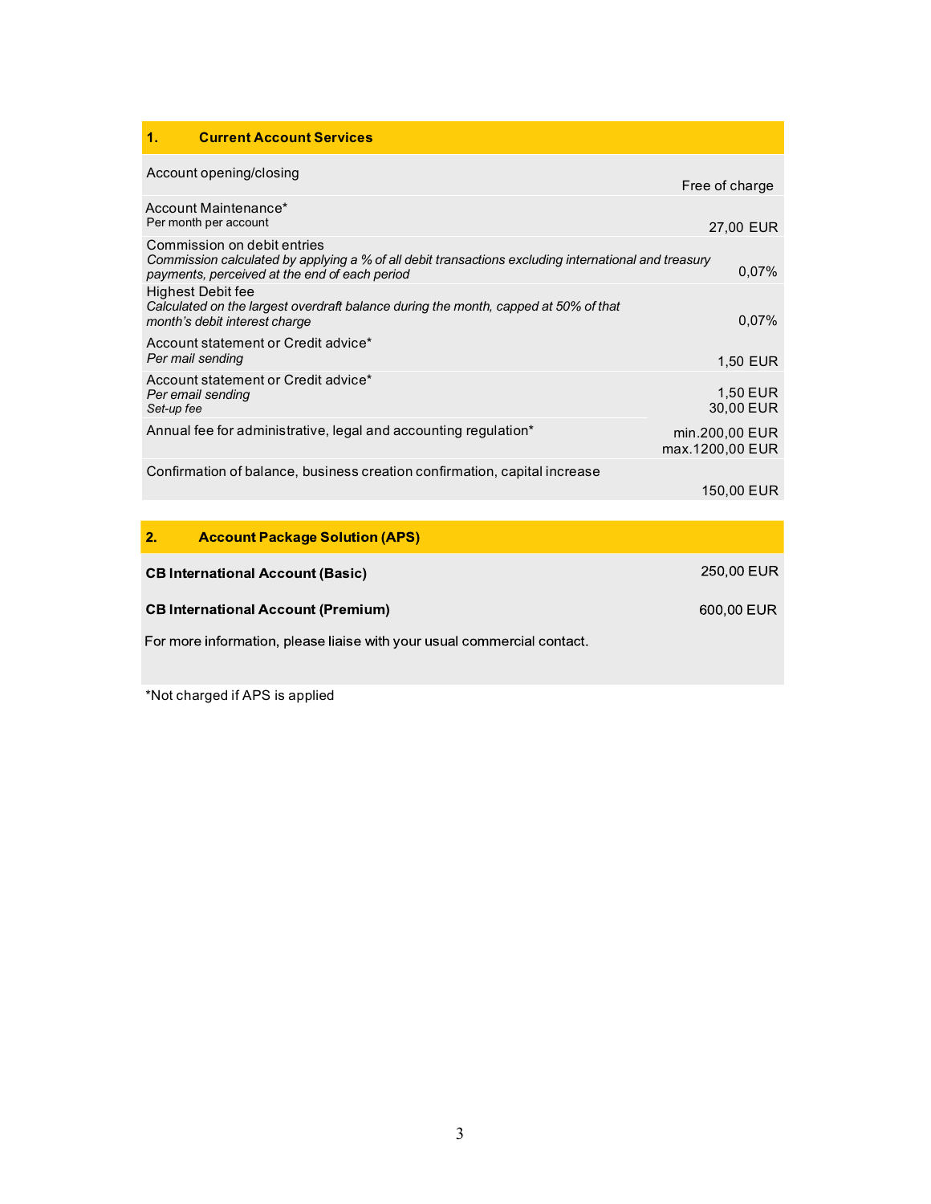| 1. Current Account Services | |
|---|---|
| Account opening/closing | Free of charge |
| Account Maintenance* <br> Per month per account | 27,00 EUR |
| Commission on debit entries <br> *Commission calculated by applying a % of all debit transactions excluding international and treasury payments, perceived at the end of each period* | 0,07% |
| Highest Debit fee <br> *Calculated on the largest overdraft balance during the month, capped at 50% of that month's debit interest charge* | 0,07% |
| Account statement or Credit advice* <br> *Per mail sending* | 1,50 EUR |
| Account statement or Credit advice* <br> *Per email sending* <br> *Set-up fee* | 1,50 EUR <br> 30,00 EUR |
| Annual fee for administrative, legal and accounting regulation* | min.200,00 EUR <br> max.1200,00 EUR |
| Confirmation of balance, business creation confirmation, capital increase | 150,00 EUR |

| 2. Account Package Solution (APS) | |
|---|---|
| **CB International Account (Basic)** | 250,00 EUR |
| **CB International Account (Premium)** | 600,00 EUR |
| For more information, please liaise with your usual commercial contact. | |

*Not charged if APS is applied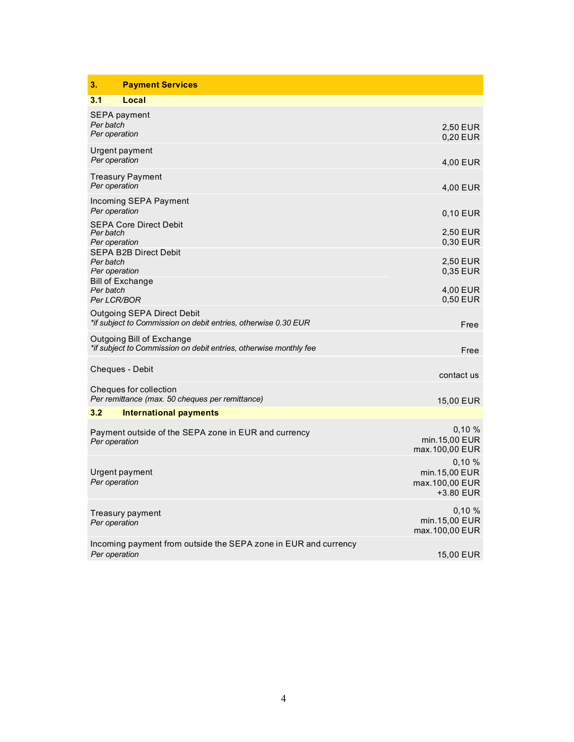## 3. Payment Services

### 3.1 Local

| Service | Fee |
|---|---|
| SEPA payment<br>*Per batch*<br>*Per operation* | 2,50 EUR<br>0,20 EUR |
| Urgent payment<br>*Per operation* | 4,00 EUR |
| Treasury Payment<br>*Per operation* | 4,00 EUR |
| Incoming SEPA Payment<br>*Per operation* | 0,10 EUR |
| SEPA Core Direct Debit<br>*Per batch*<br>*Per operation* | 2,50 EUR<br>0,30 EUR |
| SEPA B2B Direct Debit<br>*Per batch*<br>*Per operation* | 2,50 EUR<br>0,35 EUR |
| Bill of Exchange<br>*Per batch*<br>*Per LCR/BOR* | 4,00 EUR<br>0,50 EUR |
| Outgoing SEPA Direct Debit<br>*\*if subject to Commission on debit entries, otherwise 0.30 EUR* | Free |
| Outgoing Bill of Exchange<br>*\*if subject to Commission on debit entries, otherwise monthly fee* | Free |
| Cheques - Debit | contact us |
| Cheques for collection<br>*Per remittance (max. 50 cheques per remittance)* | 15,00 EUR |

### 3.2 International payments

| Service | Fee |
|---|---|
| Payment outside of the SEPA zone in EUR and currency<br>*Per operation* | 0,10 %<br>min.15,00 EUR<br>max.100,00 EUR |
| Urgent payment<br>*Per operation* | 0,10 %<br>min.15,00 EUR<br>max.100,00 EUR<br>+3.80 EUR |
| Treasury payment<br>*Per operation* | 0,10 %<br>min.15,00 EUR<br>max.100,00 EUR |
| Incoming payment from outside the SEPA zone in EUR and currency<br>*Per operation* | 15,00 EUR |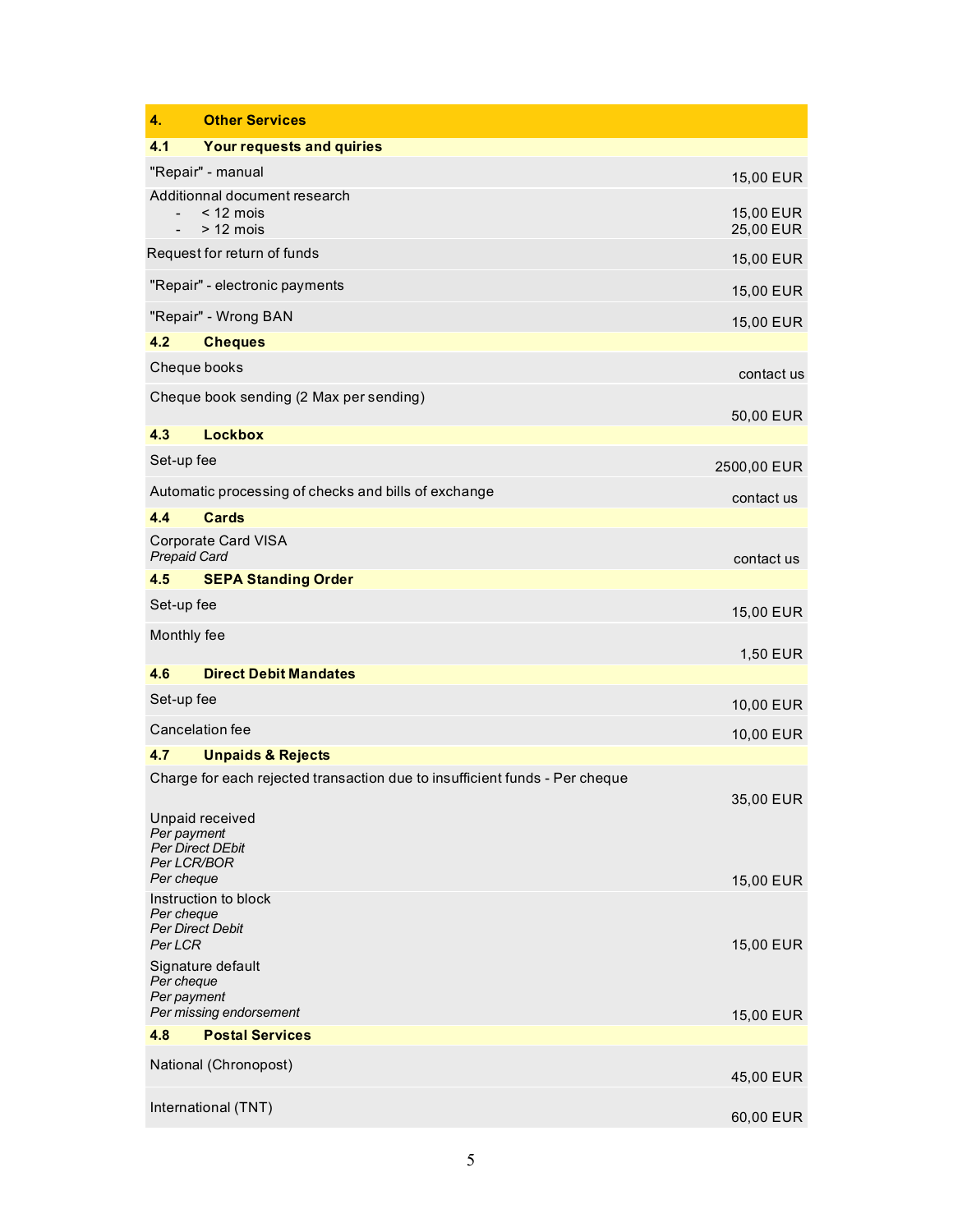| 4. | Other Services | |
|---|---|---|
| **4.1** | **Your requests and quiries** | |
| "Repair" - manual | | 15,00 EUR |
| Additionnal document research<br>- < 12 mois<br>- > 12 mois | | <br>15,00 EUR<br>25,00 EUR |
| Request for return of funds | | 15,00 EUR |
| "Repair" - electronic payments | | 15,00 EUR |
| "Repair" - Wrong BAN | | 15,00 EUR |
| **4.2** | **Cheques** | |
| Cheque books | | contact us |
| Cheque book sending (2 Max per sending) | | 50,00 EUR |
| **4.3** | **Lockbox** | |
| Set-up fee | | 2500,00 EUR |
| Automatic processing of checks and bills of exchange | | contact us |
| **4.4** | **Cards** | |
| Corporate Card VISA<br>*Prepaid Card* | | contact us |
| **4.5** | **SEPA Standing Order** | |
| Set-up fee | | 15,00 EUR |
| Monthly fee | | 1,50 EUR |
| **4.6** | **Direct Debit Mandates** | |
| Set-up fee | | 10,00 EUR |
| Cancelation fee | | 10,00 EUR |
| **4.7** | **Unpaids & Rejects** | |
| Charge for each rejected transaction due to insufficient funds - Per cheque | | 35,00 EUR |
| Unpaid received<br>*Per payment*<br>*Per Direct DEbit*<br>*Per LCR/BOR*<br>*Per cheque* | | 15,00 EUR |
| Instruction to block<br>*Per cheque*<br>*Per Direct Debit*<br>*Per LCR* | | 15,00 EUR |
| Signature default<br>*Per cheque*<br>*Per payment*<br>*Per missing endorsement* | | 15,00 EUR |
| **4.8** | **Postal Services** | |
| National (Chronopost) | | 45,00 EUR |
| International (TNT) | | 60,00 EUR |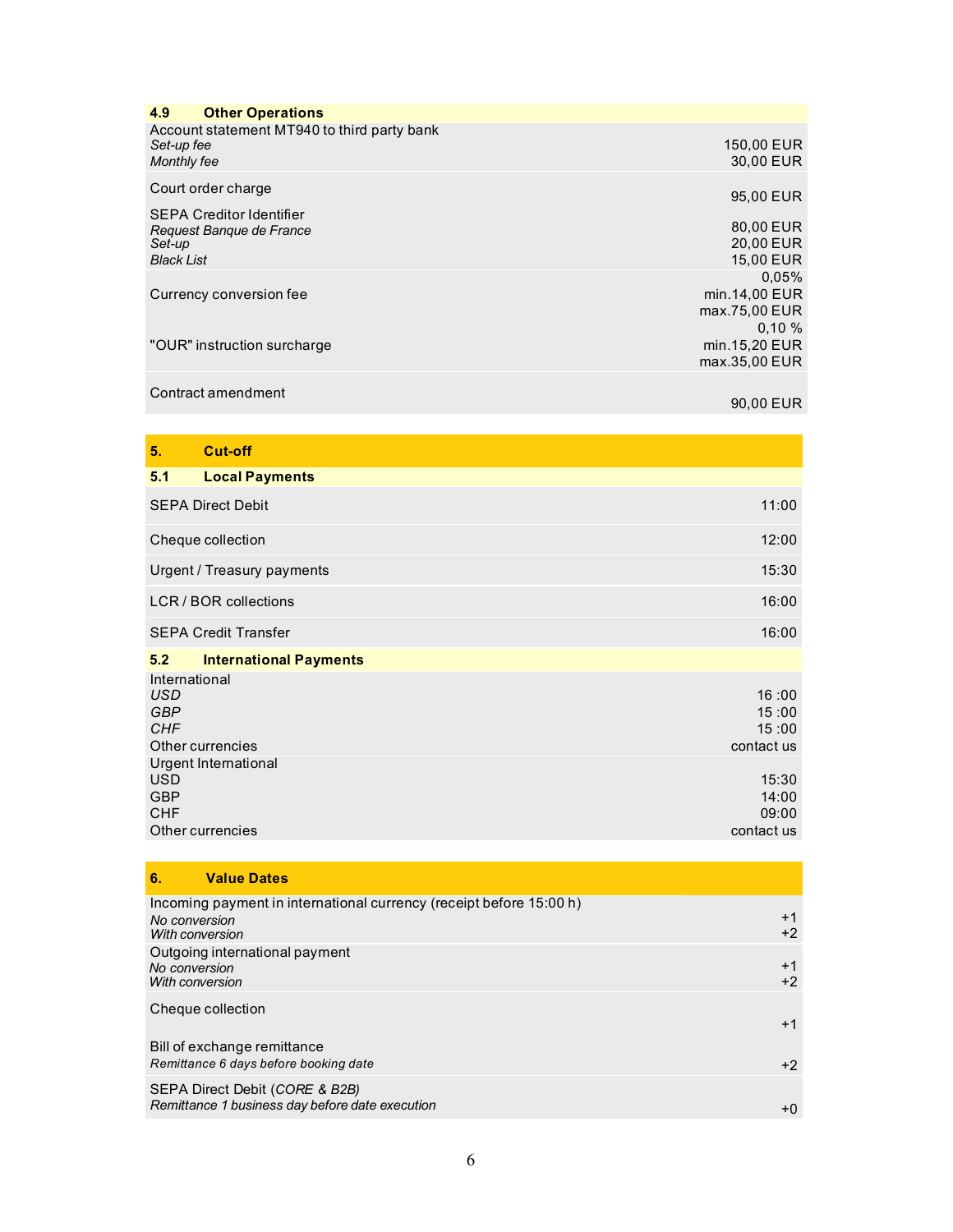### 4.9 Other Operations

| | |
|---|---|
| Account statement MT940 to third party bank | |
| *Set-up fee* | 150,00 EUR |
| *Monthly fee* | 30,00 EUR |
| Court order charge | 95,00 EUR |
| SEPA Creditor Identifier | |
| *Request Banque de France* | 80,00 EUR |
| *Set-up* | 20,00 EUR |
| *Black List* | 15,00 EUR |
| Currency conversion fee | 0,05% min.14,00 EUR max.75,00 EUR |
| "OUR" instruction surcharge | 0,10 % min.15,20 EUR max.35,00 EUR |
| Contract amendment | 90,00 EUR |

## 5. Cut-off

### 5.1 Local Payments

| | |
|---|---|
| SEPA Direct Debit | 11:00 |
| Cheque collection | 12:00 |
| Urgent / Treasury payments | 15:30 |
| LCR / BOR collections | 16:00 |
| SEPA Credit Transfer | 16:00 |

### 5.2 International Payments

| | |
|---|---|
| International | |
| *USD* | 16 :00 |
| *GBP* | 15 :00 |
| *CHF* | 15 :00 |
| Other currencies | contact us |
| Urgent International | |
| USD | 15:30 |
| GBP | 14:00 |
| CHF | 09:00 |
| Other currencies | contact us |

## 6. Value Dates

| | |
|---|---|
| Incoming payment in international currency (receipt before 15:00 h) | |
| *No conversion* | +1 |
| *With conversion* | +2 |
| Outgoing international payment | |
| *No conversion* | +1 |
| *With conversion* | +2 |
| Cheque collection | +1 |
| Bill of exchange remittance<br>*Remittance 6 days before booking date* | +2 |
| SEPA Direct Debit (*CORE & B2B)*<br>*Remittance 1 business day before date execution* | +0 |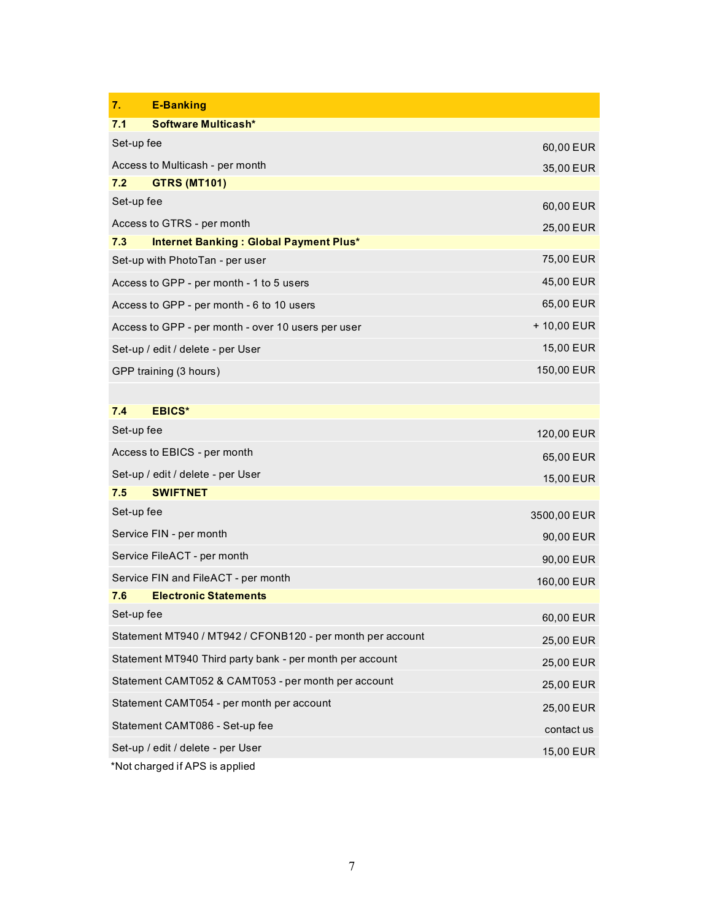| 7. | E-Banking | |
|---|---|---|
| **7.1** | **Software Multicash*** | |
| Set-up fee | | 60,00 EUR |
| Access to Multicash - per month | | 35,00 EUR |
| **7.2** | **GTRS (MT101)** | |
| Set-up fee | | 60,00 EUR |
| Access to GTRS - per month | | 25,00 EUR |
| **7.3** | **Internet Banking : Global Payment Plus*** | |
| Set-up with PhotoTan - per user | | 75,00 EUR |
| Access to GPP - per month - 1 to 5 users | | 45,00 EUR |
| Access to GPP - per month - 6 to 10 users | | 65,00 EUR |
| Access to GPP - per month - over 10 users per user | | + 10,00 EUR |
| Set-up / edit / delete - per User | | 15,00 EUR |
| GPP training (3 hours) | | 150,00 EUR |
| | | |
| **7.4** | **EBICS*** | |
| Set-up fee | | 120,00 EUR |
| Access to EBICS - per month | | 65,00 EUR |
| Set-up / edit / delete - per User | | 15,00 EUR |
| **7.5** | **SWIFTNET** | |
| Set-up fee | | 3500,00 EUR |
| Service FIN - per month | | 90,00 EUR |
| Service FileACT - per month | | 90,00 EUR |
| Service FIN and FileACT - per month | | 160,00 EUR |
| **7.6** | **Electronic Statements** | |
| Set-up fee | | 60,00 EUR |
| Statement MT940 / MT942 / CFONB120 - per month per account | | 25,00 EUR |
| Statement MT940 Third party bank - per month per account | | 25,00 EUR |
| Statement CAMT052 & CAMT053 - per month per account | | 25,00 EUR |
| Statement CAMT054 - per month per account | | 25,00 EUR |
| Statement CAMT086 - Set-up fee | | contact us |
| Set-up / edit / delete - per User | | 15,00 EUR |

*Not charged if APS is applied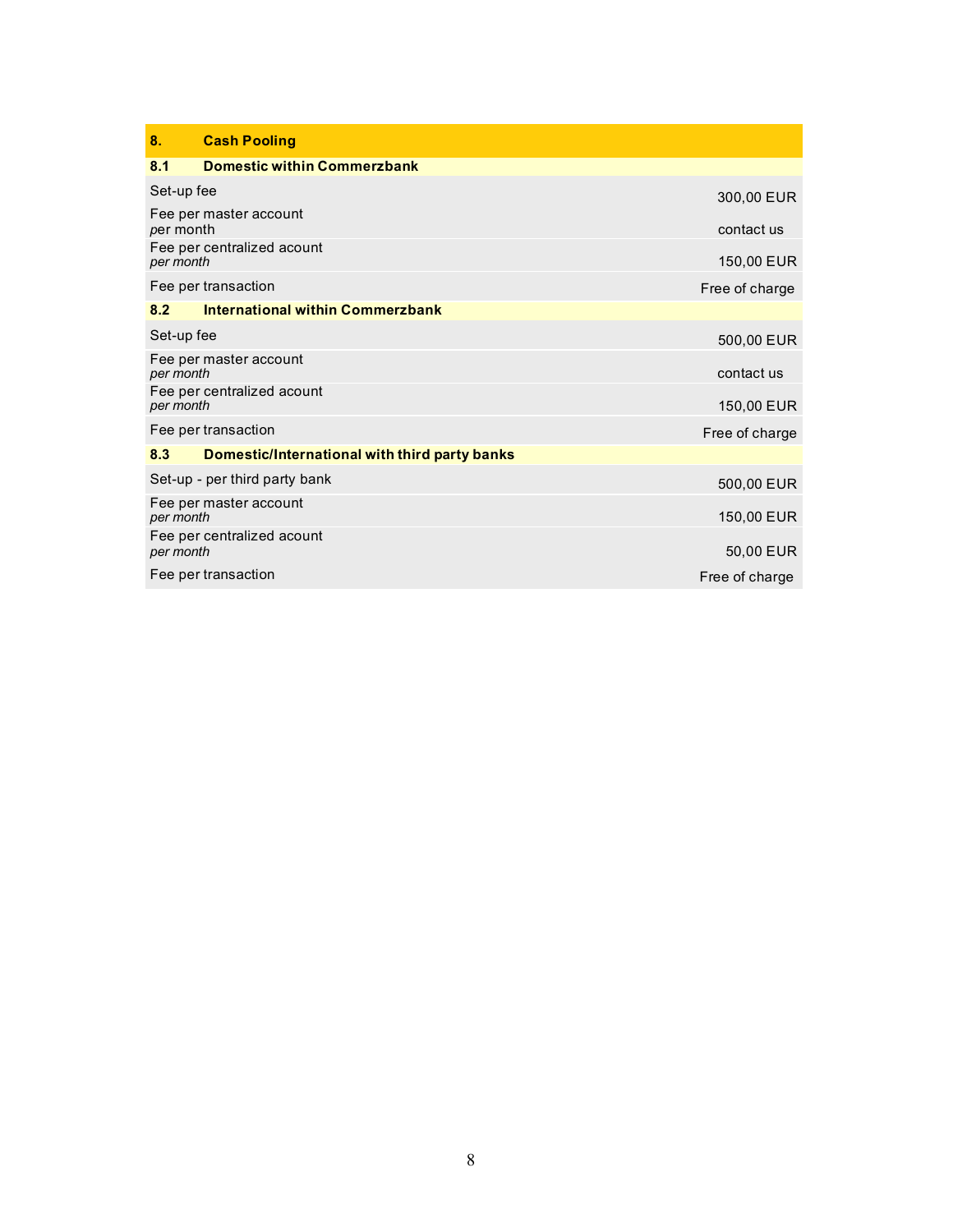## 8. Cash Pooling

### 8.1 Domestic within Commerzbank

| | |
|---|---|
| Set-up fee | 300,00 EUR |
| Fee per master account<br>per month | contact us |
| Fee per centralized acount<br>*per month* | 150,00 EUR |
| Fee per transaction | Free of charge |

### 8.2 International within Commerzbank

| | |
|---|---|
| Set-up fee | 500,00 EUR |
| Fee per master account<br>*per month* | contact us |
| Fee per centralized acount<br>*per month* | 150,00 EUR |
| Fee per transaction | Free of charge |

### 8.3 Domestic/International with third party banks

| | |
|---|---|
| Set-up - per third party bank | 500,00 EUR |
| Fee per master account<br>*per month* | 150,00 EUR |
| Fee per centralized acount<br>*per month* | 50,00 EUR |
| Fee per transaction | Free of charge |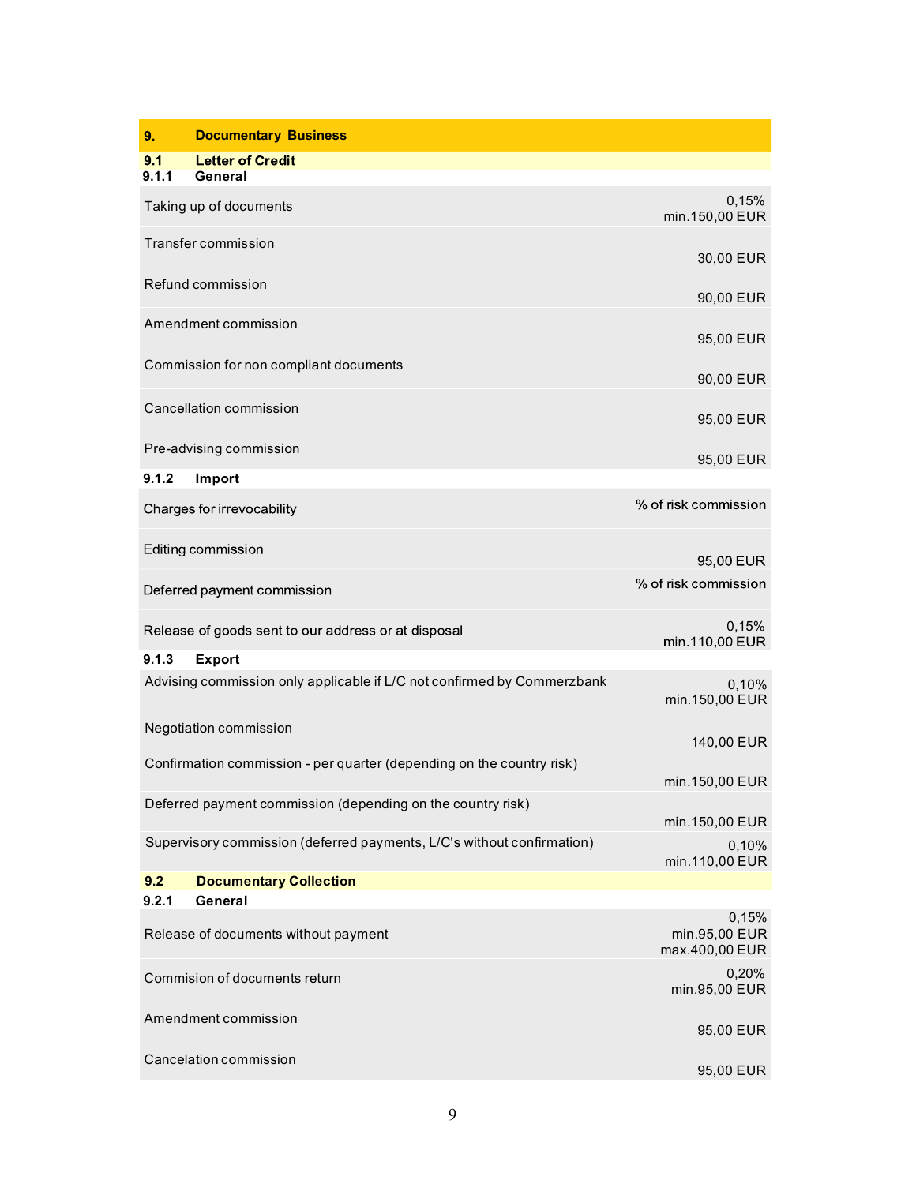## 9. Documentary Business

### 9.1 Letter of Credit

#### 9.1.1 General

| | |
|---|---|
| Taking up of documents | 0,15% min.150,00 EUR |
| Transfer commission | 30,00 EUR |
| Refund commission | 90,00 EUR |
| Amendment commission | 95,00 EUR |
| Commission for non compliant documents | 90,00 EUR |
| Cancellation commission | 95,00 EUR |
| Pre-advising commission | 95,00 EUR |

#### 9.1.2 Import

| | |
|---|---|
| Charges for irrevocability | % of risk commission |
| Editing commission | 95,00 EUR |
| Deferred payment commission | % of risk commission |
| Release of goods sent to our address or at disposal | 0,15% min.110,00 EUR |

#### 9.1.3 Export

| | |
|---|---|
| Advising commission only applicable if L/C not confirmed by Commerzbank | 0,10% min.150,00 EUR |
| Negotiation commission | 140,00 EUR |
| Confirmation commission - per quarter (depending on the country risk) | min.150,00 EUR |
| Deferred payment commission (depending on the country risk) | min.150,00 EUR |
| Supervisory commission (deferred payments, L/C's without confirmation) | 0,10% min.110,00 EUR |

### 9.2 Documentary Collection

#### 9.2.1 General

| | |
|---|---|
| Release of documents without payment | 0,15% min.95,00 EUR max.400,00 EUR |
| Commision of documents return | 0,20% min.95,00 EUR |
| Amendment commission | 95,00 EUR |
| Cancelation commission | 95,00 EUR |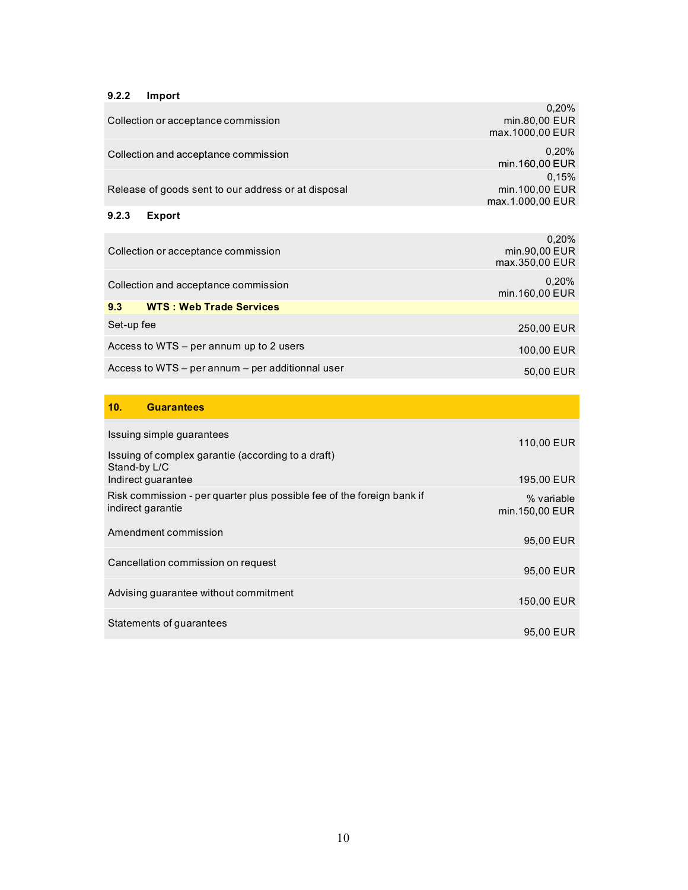#### 9.2.2 Import

| | |
|---|---|
| Collection or acceptance commission | 0,20%<br>min.80,00 EUR<br>max.1000,00 EUR |
| Collection and acceptance commission | 0,20%<br>min.160,00 EUR |
| Release of goods sent to our address or at disposal | 0,15%<br>min.100,00 EUR<br>max.1.000,00 EUR |

#### 9.2.3 Export

| | |
|---|---|
| Collection or acceptance commission | 0,20%<br>min.90,00 EUR<br>max.350,00 EUR |
| Collection and acceptance commission | 0,20%<br>min.160,00 EUR |

### 9.3 WTS : Web Trade Services

| | |
|---|---|
| Set-up fee | 250,00 EUR |
| Access to WTS – per annum up to 2 users | 100,00 EUR |
| Access to WTS – per annum – per additionnal user | 50,00 EUR |

## 10. Guarantees

| | |
|---|---|
| Issuing simple guarantees | 110,00 EUR |
| Issuing of complex garantie (according to a draft)<br>Stand-by L/C<br>Indirect guarantee | 195,00 EUR |
| Risk commission - per quarter plus possible fee of the foreign bank if indirect garantie | % variable<br>min.150,00 EUR |
| Amendment commission | 95,00 EUR |
| Cancellation commission on request | 95,00 EUR |
| Advising guarantee without commitment | 150,00 EUR |
| Statements of guarantees | 95,00 EUR |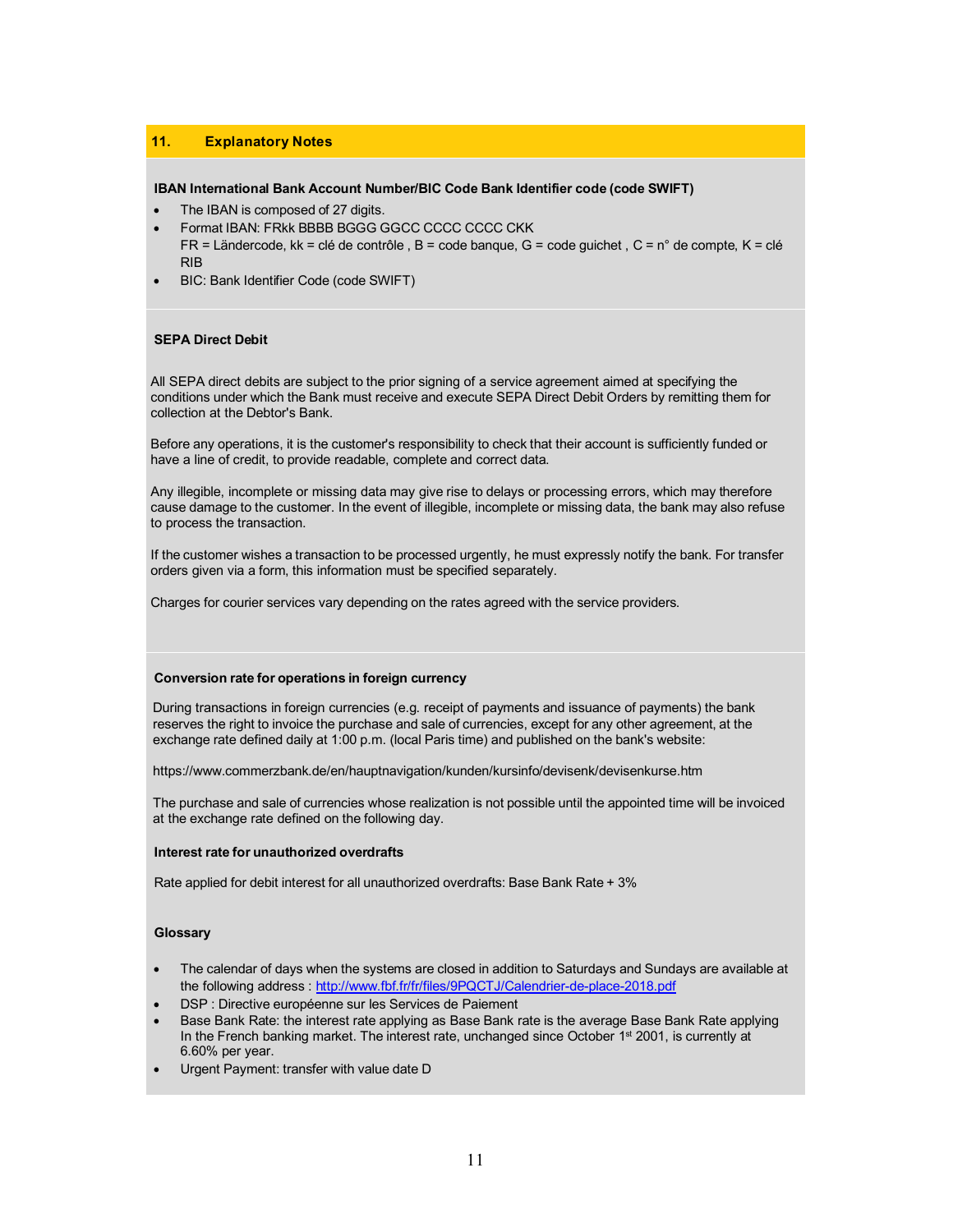## 11. Explanatory Notes

**IBAN International Bank Account Number/BIC Code Bank Identifier code (code SWIFT)**

- The IBAN is composed of 27 digits.
- Format IBAN: FRkk BBBB BGGG GGCC CCCC CCCC CKK
  FR = Ländercode, kk = clé de contrôle , B = code banque, G = code guichet , C = n° de compte, K = clé RIB
- BIC: Bank Identifier Code (code SWIFT)

**SEPA Direct Debit**

All SEPA direct debits are subject to the prior signing of a service agreement aimed at specifying the conditions under which the Bank must receive and execute SEPA Direct Debit Orders by remitting them for collection at the Debtor's Bank.

Before any operations, it is the customer's responsibility to check that their account is sufficiently funded or have a line of credit, to provide readable, complete and correct data.

Any illegible, incomplete or missing data may give rise to delays or processing errors, which may therefore cause damage to the customer. In the event of illegible, incomplete or missing data, the bank may also refuse to process the transaction.

If the customer wishes a transaction to be processed urgently, he must expressly notify the bank. For transfer orders given via a form, this information must be specified separately.

Charges for courier services vary depending on the rates agreed with the service providers.

**Conversion rate for operations in foreign currency**

During transactions in foreign currencies (e.g. receipt of payments and issuance of payments) the bank reserves the right to invoice the purchase and sale of currencies, except for any other agreement, at the exchange rate defined daily at 1:00 p.m. (local Paris time) and published on the bank's website:

https://www.commerzbank.de/en/hauptnavigation/kunden/kursinfo/devisenk/devisenkurse.htm

The purchase and sale of currencies whose realization is not possible until the appointed time will be invoiced at the exchange rate defined on the following day.

**Interest rate for unauthorized overdrafts**

Rate applied for debit interest for all unauthorized overdrafts: Base Bank Rate + 3%

**Glossary**

- The calendar of days when the systems are closed in addition to Saturdays and Sundays are available at the following address : [http://www.fbf.fr/fr/files/9PQCTJ/Calendrier-de-place-2018.pdf](http://www.fbf.fr/fr/files/9PQCTJ/Calendrier-de-place-2018.pdf)
- DSP : Directive européenne sur les Services de Paiement
- Base Bank Rate: the interest rate applying as Base Bank rate is the average Base Bank Rate applying In the French banking market. The interest rate, unchanged since October 1st 2001, is currently at 6.60% per year.
- Urgent Payment: transfer with value date D